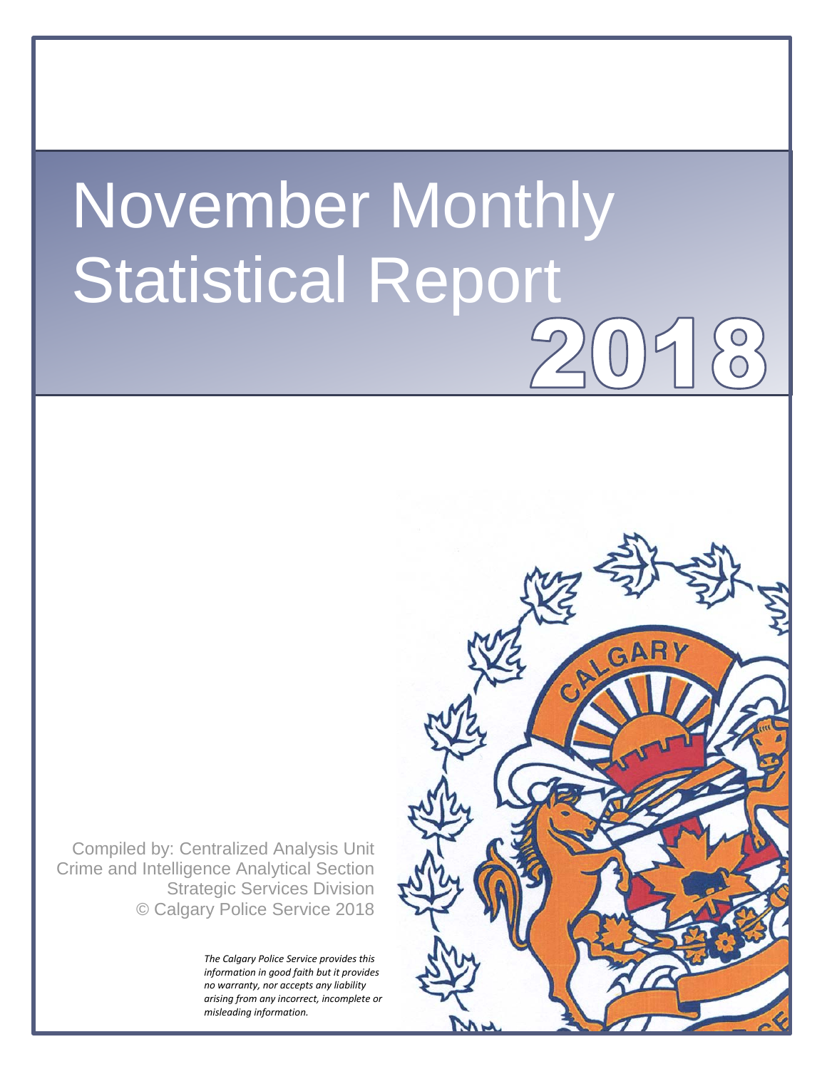# November Monthly Statistical Report

# 2018

Compiled by: Centralized Analysis Unit
Crime and Intelligence Analytical Section
Strategic Services Division
© Calgary Police Service 2018

*The Calgary Police Service provides this information in good faith but it provides no warranty, nor accepts any liability arising from any incorrect, incomplete or misleading information.*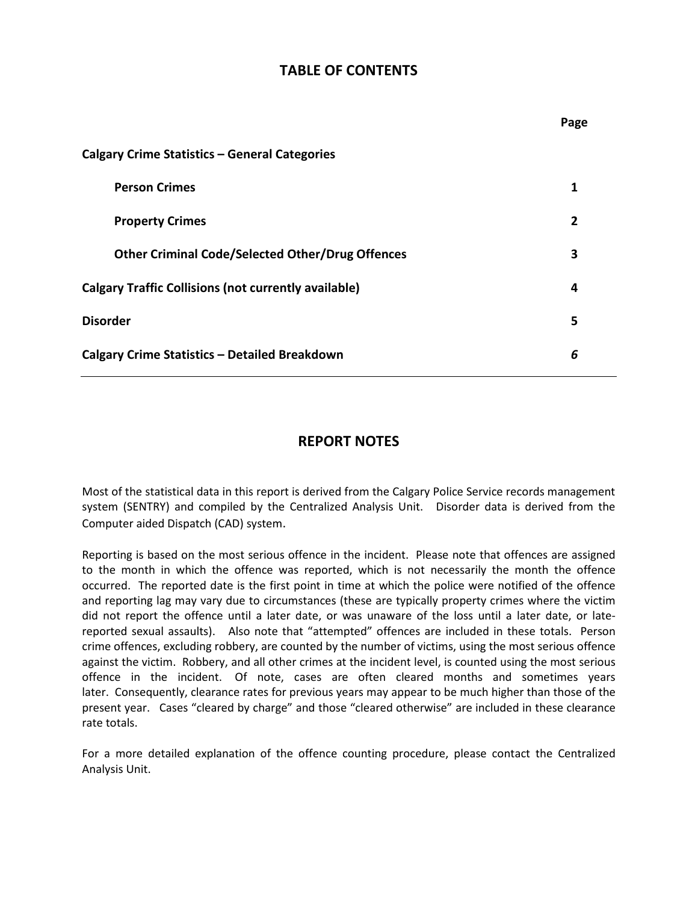## TABLE OF CONTENTS

| | Page |
|---|---|
| **Calgary Crime Statistics – General Categories** | |
| **Person Crimes** | **1** |
| **Property Crimes** | **2** |
| **Other Criminal Code/Selected Other/Drug Offences** | **3** |
| **Calgary Traffic Collisions (not currently available)** | **4** |
| **Disorder** | **5** |
| **Calgary Crime Statistics – Detailed Breakdown** | ***6*** |

## REPORT NOTES

Most of the statistical data in this report is derived from the Calgary Police Service records management system (SENTRY) and compiled by the Centralized Analysis Unit. Disorder data is derived from the Computer aided Dispatch (CAD) system.

Reporting is based on the most serious offence in the incident. Please note that offences are assigned to the month in which the offence was reported, which is not necessarily the month the offence occurred. The reported date is the first point in time at which the police were notified of the offence and reporting lag may vary due to circumstances (these are typically property crimes where the victim did not report the offence until a later date, or was unaware of the loss until a later date, or late-reported sexual assaults). Also note that "attempted" offences are included in these totals. Person crime offences, excluding robbery, are counted by the number of victims, using the most serious offence against the victim. Robbery, and all other crimes at the incident level, is counted using the most serious offence in the incident. Of note, cases are often cleared months and sometimes years later. Consequently, clearance rates for previous years may appear to be much higher than those of the present year. Cases "cleared by charge" and those "cleared otherwise" are included in these clearance rate totals.

For a more detailed explanation of the offence counting procedure, please contact the Centralized Analysis Unit.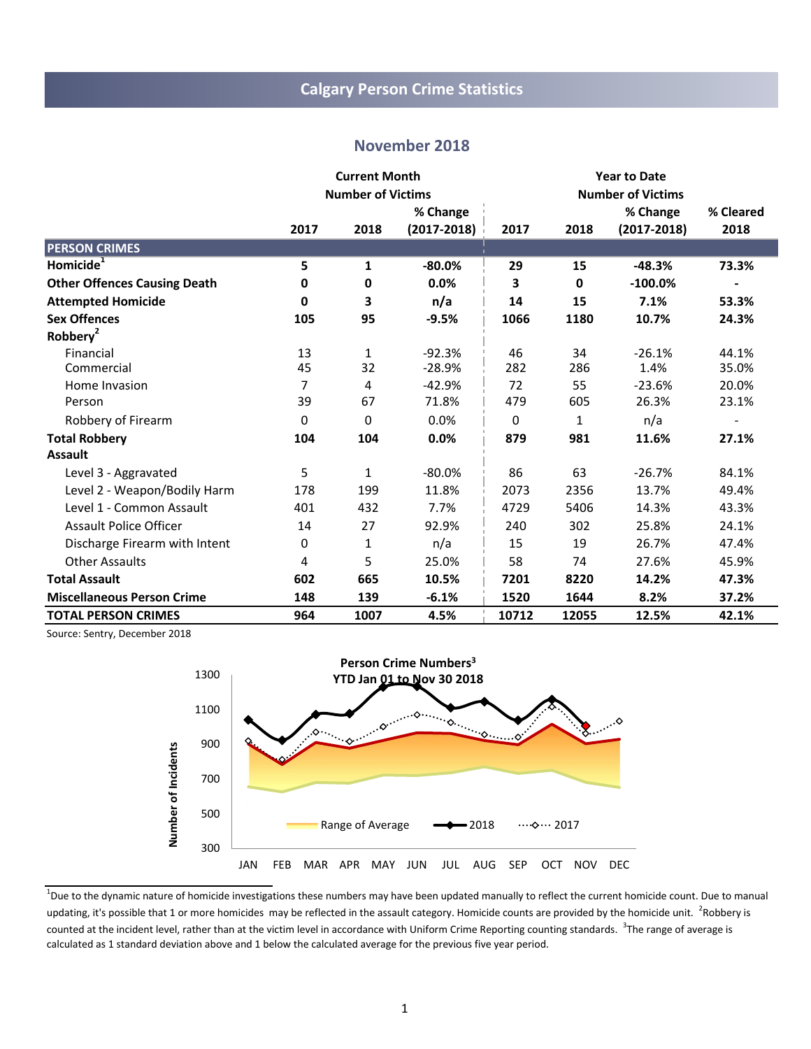# Calgary Person Crime Statistics

## November 2018

| | Current Month Number of Victims | | | Year to Date Number of Victims | | | |
|---|---|---|---|---|---|---|---|
| | 2017 | 2018 | % Change (2017-2018) | 2017 | 2018 | % Change (2017-2018) | % Cleared 2018 |
| **PERSON CRIMES** | | | | | | | |
| **Homicide[1]** | **5** | **1** | **-80.0%** | **29** | **15** | **-48.3%** | **73.3%** |
| **Other Offences Causing Death** | **0** | **0** | **0.0%** | **3** | **0** | **-100.0%** | **-** |
| **Attempted Homicide** | **0** | **3** | **n/a** | **14** | **15** | **7.1%** | **53.3%** |
| **Sex Offences** | **105** | **95** | **-9.5%** | **1066** | **1180** | **10.7%** | **24.3%** |
| **Robbery[2]** | | | | | | | |
| Financial | 13 | 1 | -92.3% | 46 | 34 | -26.1% | 44.1% |
| Commercial | 45 | 32 | -28.9% | 282 | 286 | 1.4% | 35.0% |
| Home Invasion | 7 | 4 | -42.9% | 72 | 55 | -23.6% | 20.0% |
| Person | 39 | 67 | 71.8% | 479 | 605 | 26.3% | 23.1% |
| Robbery of Firearm | 0 | 0 | 0.0% | 0 | 1 | n/a | - |
| **Total Robbery** | **104** | **104** | **0.0%** | **879** | **981** | **11.6%** | **27.1%** |
| **Assault** | | | | | | | |
| Level 3 - Aggravated | 5 | 1 | -80.0% | 86 | 63 | -26.7% | 84.1% |
| Level 2 - Weapon/Bodily Harm | 178 | 199 | 11.8% | 2073 | 2356 | 13.7% | 49.4% |
| Level 1 - Common Assault | 401 | 432 | 7.7% | 4729 | 5406 | 14.3% | 43.3% |
| Assault Police Officer | 14 | 27 | 92.9% | 240 | 302 | 25.8% | 24.1% |
| Discharge Firearm with Intent | 0 | 1 | n/a | 15 | 19 | 26.7% | 47.4% |
| Other Assaults | 4 | 5 | 25.0% | 58 | 74 | 27.6% | 45.9% |
| **Total Assault** | **602** | **665** | **10.5%** | **7201** | **8220** | **14.2%** | **47.3%** |
| **Miscellaneous Person Crime** | **148** | **139** | **-6.1%** | **1520** | **1644** | **8.2%** | **37.2%** |
| **TOTAL PERSON CRIMES** | **964** | **1007** | **4.5%** | **10712** | **12055** | **12.5%** | **42.1%** |

Source: Sentry, December 2018

**Person Crime Numbers[3]**
**YTD Jan 01 to Nov 30 2018**

[1]Due to the dynamic nature of homicide investigations these numbers may have been updated manually to reflect the current homicide count. Due to manual updating, it's possible that 1 or more homicides may be reflected in the assault category. Homicide counts are provided by the homicide unit. [2]Robbery is counted at the incident level, rather than at the victim level in accordance with Uniform Crime Reporting counting standards. [3]The range of average is calculated as 1 standard deviation above and 1 below the calculated average for the previous five year period.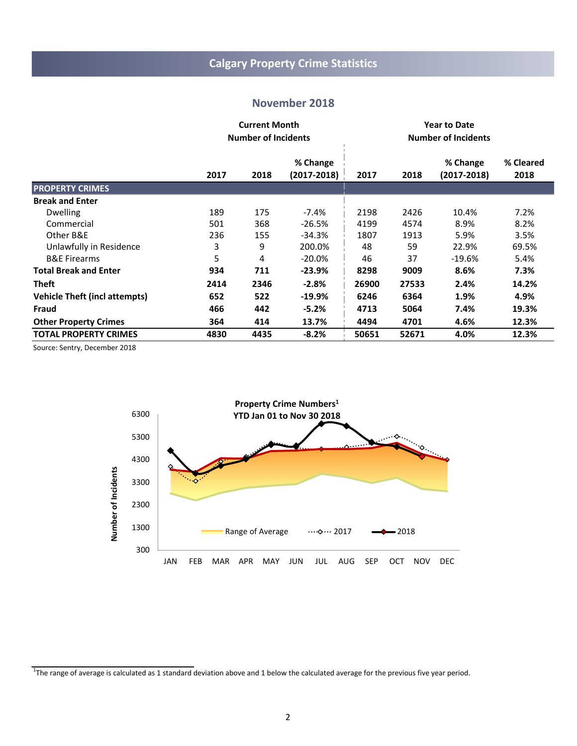# Calgary Property Crime Statistics

## November 2018

| | Current Month Number of Incidents | | | Year to Date Number of Incidents | | | |
|---|---|---|---|---|---|---|---|
| | 2017 | 2018 | % Change (2017-2018) | 2017 | 2018 | % Change (2017-2018) | % Cleared 2018 |
| **PROPERTY CRIMES** | | | | | | | |
| **Break and Enter** | | | | | | | |
| Dwelling | 189 | 175 | -7.4% | 2198 | 2426 | 10.4% | 7.2% |
| Commercial | 501 | 368 | -26.5% | 4199 | 4574 | 8.9% | 8.2% |
| Other B&E | 236 | 155 | -34.3% | 1807 | 1913 | 5.9% | 3.5% |
| Unlawfully in Residence | 3 | 9 | 200.0% | 48 | 59 | 22.9% | 69.5% |
| B&E Firearms | 5 | 4 | -20.0% | 46 | 37 | -19.6% | 5.4% |
| **Total Break and Enter** | **934** | **711** | **-23.9%** | **8298** | **9009** | **8.6%** | **7.3%** |
| **Theft** | **2414** | **2346** | **-2.8%** | **26900** | **27533** | **2.4%** | **14.2%** |
| **Vehicle Theft (incl attempts)** | **652** | **522** | **-19.9%** | **6246** | **6364** | **1.9%** | **4.9%** |
| **Fraud** | **466** | **442** | **-5.2%** | **4713** | **5064** | **7.4%** | **19.3%** |
| **Other Property Crimes** | **364** | **414** | **13.7%** | **4494** | **4701** | **4.6%** | **12.3%** |
| **TOTAL PROPERTY CRIMES** | **4830** | **4435** | **-8.2%** | **50651** | **52671** | **4.0%** | **12.3%** |

Source: Sentry, December 2018

**Property Crime Numbers[1]**
**YTD Jan 01 to Nov 30 2018**

[1]The range of average is calculated as 1 standard deviation above and 1 below the calculated average for the previous five year period.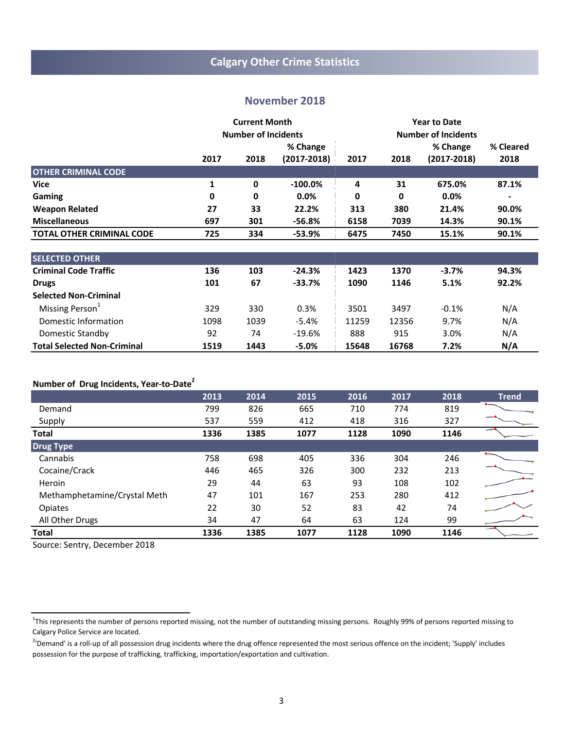# Calgary Other Crime Statistics

## November 2018

| | Current Month Number of Incidents | | | Year to Date Number of Incidents | | | |
|---|---|---|---|---|---|---|---|
| | 2017 | 2018 | % Change (2017-2018) | 2017 | 2018 | % Change (2017-2018) | % Cleared 2018 |
| **OTHER CRIMINAL CODE** | | | | | | | |
| **Vice** | **1** | **0** | **-100.0%** | **4** | **31** | **675.0%** | **87.1%** |
| **Gaming** | **0** | **0** | **0.0%** | **0** | **0** | **0.0%** | **-** |
| **Weapon Related** | **27** | **33** | **22.2%** | **313** | **380** | **21.4%** | **90.0%** |
| **Miscellaneous** | **697** | **301** | **-56.8%** | **6158** | **7039** | **14.3%** | **90.1%** |
| **TOTAL OTHER CRIMINAL CODE** | **725** | **334** | **-53.9%** | **6475** | **7450** | **15.1%** | **90.1%** |
| **SELECTED OTHER** | | | | | | | |
| **Criminal Code Traffic** | **136** | **103** | **-24.3%** | **1423** | **1370** | **-3.7%** | **94.3%** |
| **Drugs** | **101** | **67** | **-33.7%** | **1090** | **1146** | **5.1%** | **92.2%** |
| **Selected Non-Criminal** | | | | | | | |
| Missing Person[1] | 329 | 330 | 0.3% | 3501 | 3497 | -0.1% | N/A |
| Domestic Information | 1098 | 1039 | -5.4% | 11259 | 12356 | 9.7% | N/A |
| Domestic Standby | 92 | 74 | -19.6% | 888 | 915 | 3.0% | N/A |
| **Total Selected Non-Criminal** | **1519** | **1443** | **-5.0%** | **15648** | **16768** | **7.2%** | **N/A** |

### Number of Drug Incidents, Year-to-Date[2]

| | 2013 | 2014 | 2015 | 2016 | 2017 | 2018 | Trend |
|---|---|---|---|---|---|---|---|
| Demand | 799 | 826 | 665 | 710 | 774 | 819 | |
| Supply | 537 | 559 | 412 | 418 | 316 | 327 | |
| **Total** | **1336** | **1385** | **1077** | **1128** | **1090** | **1146** | |
| **Drug Type** | | | | | | | |
| Cannabis | 758 | 698 | 405 | 336 | 304 | 246 | |
| Cocaine/Crack | 446 | 465 | 326 | 300 | 232 | 213 | |
| Heroin | 29 | 44 | 63 | 93 | 108 | 102 | |
| Methamphetamine/Crystal Meth | 47 | 101 | 167 | 253 | 280 | 412 | |
| Opiates | 22 | 30 | 52 | 83 | 42 | 74 | |
| All Other Drugs | 34 | 47 | 64 | 63 | 124 | 99 | |
| **Total** | **1336** | **1385** | **1077** | **1128** | **1090** | **1146** | |

Source: Sentry, December 2018

[1]This represents the number of persons reported missing, not the number of outstanding missing persons. Roughly 99% of persons reported missing to Calgary Police Service are located.

[2]'Demand' is a roll-up of all possession drug incidents where the drug offence represented the most serious offence on the incident; 'Supply' includes possession for the purpose of trafficking, trafficking, importation/exportation and cultivation.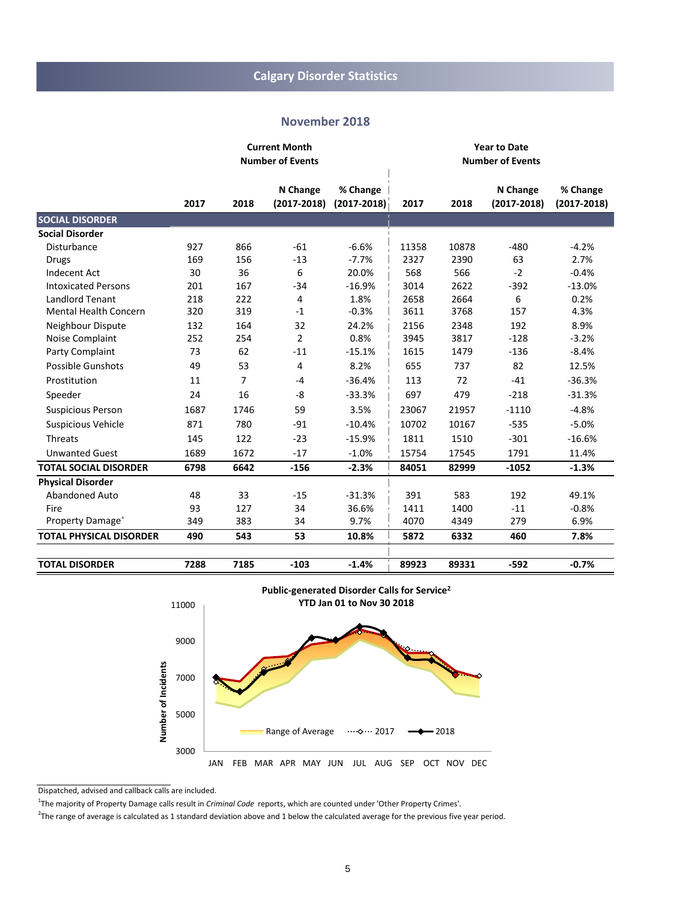# Calgary Disorder Statistics

## November 2018

| | Current Month Number of Events | | | | Year to Date Number of Events | | | |
|---|---|---|---|---|---|---|---|---|
| | 2017 | 2018 | N Change (2017-2018) | % Change (2017-2018) | 2017 | 2018 | N Change (2017-2018) | % Change (2017-2018) |
| **SOCIAL DISORDER** | | | | | | | | |
| **Social Disorder** | | | | | | | | |
| Disturbance | 927 | 866 | -61 | -6.6% | 11358 | 10878 | -480 | -4.2% |
| Drugs | 169 | 156 | -13 | -7.7% | 2327 | 2390 | 63 | 2.7% |
| Indecent Act | 30 | 36 | 6 | 20.0% | 568 | 566 | -2 | -0.4% |
| Intoxicated Persons | 201 | 167 | -34 | -16.9% | 3014 | 2622 | -392 | -13.0% |
| Landlord Tenant | 218 | 222 | 4 | 1.8% | 2658 | 2664 | 6 | 0.2% |
| Mental Health Concern | 320 | 319 | -1 | -0.3% | 3611 | 3768 | 157 | 4.3% |
| Neighbour Dispute | 132 | 164 | 32 | 24.2% | 2156 | 2348 | 192 | 8.9% |
| Noise Complaint | 252 | 254 | 2 | 0.8% | 3945 | 3817 | -128 | -3.2% |
| Party Complaint | 73 | 62 | -11 | -15.1% | 1615 | 1479 | -136 | -8.4% |
| Possible Gunshots | 49 | 53 | 4 | 8.2% | 655 | 737 | 82 | 12.5% |
| Prostitution | 11 | 7 | -4 | -36.4% | 113 | 72 | -41 | -36.3% |
| Speeder | 24 | 16 | -8 | -33.3% | 697 | 479 | -218 | -31.3% |
| Suspicious Person | 1687 | 1746 | 59 | 3.5% | 23067 | 21957 | -1110 | -4.8% |
| Suspicious Vehicle | 871 | 780 | -91 | -10.4% | 10702 | 10167 | -535 | -5.0% |
| Threats | 145 | 122 | -23 | -15.9% | 1811 | 1510 | -301 | -16.6% |
| Unwanted Guest | 1689 | 1672 | -17 | -1.0% | 15754 | 17545 | 1791 | 11.4% |
| **TOTAL SOCIAL DISORDER** | **6798** | **6642** | **-156** | **-2.3%** | **84051** | **82999** | **-1052** | **-1.3%** |
| **Physical Disorder** | | | | | | | | |
| Abandoned Auto | 48 | 33 | -15 | -31.3% | 391 | 583 | 192 | 49.1% |
| Fire | 93 | 127 | 34 | 36.6% | 1411 | 1400 | -11 | -0.8% |
| Property Damage[1] | 349 | 383 | 34 | 9.7% | 4070 | 4349 | 279 | 6.9% |
| **TOTAL PHYSICAL DISORDER** | **490** | **543** | **53** | **10.8%** | **5872** | **6332** | **460** | **7.8%** |
| **TOTAL DISORDER** | **7288** | **7185** | **-103** | **-1.4%** | **89923** | **89331** | **-592** | **-0.7%** |

**Public-generated Disorder Calls for Service[2]**
**YTD Jan 01 to Nov 30 2018**

Dispatched, advised and callback calls are included.

[1]The majority of Property Damage calls result in *Criminal Code* reports, which are counted under 'Other Property Crimes'.

[2]The range of average is calculated as 1 standard deviation above and 1 below the calculated average for the previous five year period.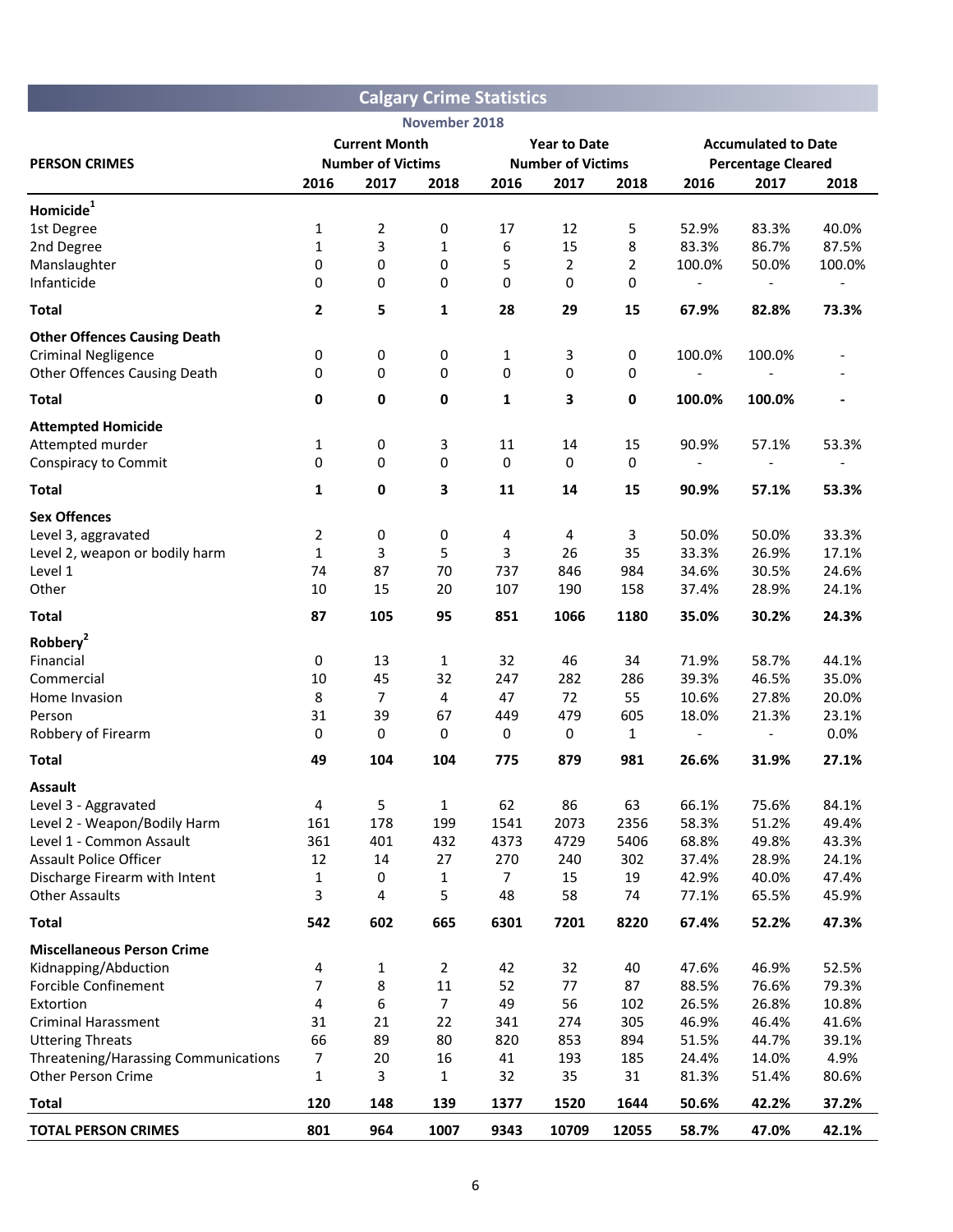# Calgary Crime Statistics

## November 2018

| PERSON CRIMES | Current Month Number of Victims | | | Year to Date Number of Victims | | | Accumulated to Date Percentage Cleared | | |
|---|---|---|---|---|---|---|---|---|---|
| | 2016 | 2017 | 2018 | 2016 | 2017 | 2018 | 2016 | 2017 | 2018 |
| **Homicide[1]** | | | | | | | | | |
| 1st Degree | 1 | 2 | 0 | 17 | 12 | 5 | 52.9% | 83.3% | 40.0% |
| 2nd Degree | 1 | 3 | 1 | 6 | 15 | 8 | 83.3% | 86.7% | 87.5% |
| Manslaughter | 0 | 0 | 0 | 5 | 2 | 2 | 100.0% | 50.0% | 100.0% |
| Infanticide | 0 | 0 | 0 | 0 | 0 | 0 | - | - | - |
| **Total** | **2** | **5** | **1** | **28** | **29** | **15** | **67.9%** | **82.8%** | **73.3%** |
| **Other Offences Causing Death** | | | | | | | | | |
| Criminal Negligence | 0 | 0 | 0 | 1 | 3 | 0 | 100.0% | 100.0% | - |
| Other Offences Causing Death | 0 | 0 | 0 | 0 | 0 | 0 | - | - | - |
| **Total** | **0** | **0** | **0** | **1** | **3** | **0** | **100.0%** | **100.0%** | **-** |
| **Attempted Homicide** | | | | | | | | | |
| Attempted murder | 1 | 0 | 3 | 11 | 14 | 15 | 90.9% | 57.1% | 53.3% |
| Conspiracy to Commit | 0 | 0 | 0 | 0 | 0 | 0 | - | - | - |
| **Total** | **1** | **0** | **3** | **11** | **14** | **15** | **90.9%** | **57.1%** | **53.3%** |
| **Sex Offences** | | | | | | | | | |
| Level 3, aggravated | 2 | 0 | 0 | 4 | 4 | 3 | 50.0% | 50.0% | 33.3% |
| Level 2, weapon or bodily harm | 1 | 3 | 5 | 3 | 26 | 35 | 33.3% | 26.9% | 17.1% |
| Level 1 | 74 | 87 | 70 | 737 | 846 | 984 | 34.6% | 30.5% | 24.6% |
| Other | 10 | 15 | 20 | 107 | 190 | 158 | 37.4% | 28.9% | 24.1% |
| **Total** | **87** | **105** | **95** | **851** | **1066** | **1180** | **35.0%** | **30.2%** | **24.3%** |
| **Robbery[2]** | | | | | | | | | |
| Financial | 0 | 13 | 1 | 32 | 46 | 34 | 71.9% | 58.7% | 44.1% |
| Commercial | 10 | 45 | 32 | 247 | 282 | 286 | 39.3% | 46.5% | 35.0% |
| Home Invasion | 8 | 7 | 4 | 47 | 72 | 55 | 10.6% | 27.8% | 20.0% |
| Person | 31 | 39 | 67 | 449 | 479 | 605 | 18.0% | 21.3% | 23.1% |
| Robbery of Firearm | 0 | 0 | 0 | 0 | 0 | 1 | - | - | 0.0% |
| **Total** | **49** | **104** | **104** | **775** | **879** | **981** | **26.6%** | **31.9%** | **27.1%** |
| **Assault** | | | | | | | | | |
| Level 3 - Aggravated | 4 | 5 | 1 | 62 | 86 | 63 | 66.1% | 75.6% | 84.1% |
| Level 2 - Weapon/Bodily Harm | 161 | 178 | 199 | 1541 | 2073 | 2356 | 58.3% | 51.2% | 49.4% |
| Level 1 - Common Assault | 361 | 401 | 432 | 4373 | 4729 | 5406 | 68.8% | 49.8% | 43.3% |
| Assault Police Officer | 12 | 14 | 27 | 270 | 240 | 302 | 37.4% | 28.9% | 24.1% |
| Discharge Firearm with Intent | 1 | 0 | 1 | 7 | 15 | 19 | 42.9% | 40.0% | 47.4% |
| Other Assaults | 3 | 4 | 5 | 48 | 58 | 74 | 77.1% | 65.5% | 45.9% |
| **Total** | **542** | **602** | **665** | **6301** | **7201** | **8220** | **67.4%** | **52.2%** | **47.3%** |
| **Miscellaneous Person Crime** | | | | | | | | | |
| Kidnapping/Abduction | 4 | 1 | 2 | 42 | 32 | 40 | 47.6% | 46.9% | 52.5% |
| Forcible Confinement | 7 | 8 | 11 | 52 | 77 | 87 | 88.5% | 76.6% | 79.3% |
| Extortion | 4 | 6 | 7 | 49 | 56 | 102 | 26.5% | 26.8% | 10.8% |
| Criminal Harassment | 31 | 21 | 22 | 341 | 274 | 305 | 46.9% | 46.4% | 41.6% |
| Uttering Threats | 66 | 89 | 80 | 820 | 853 | 894 | 51.5% | 44.7% | 39.1% |
| Threatening/Harassing Communications | 7 | 20 | 16 | 41 | 193 | 185 | 24.4% | 14.0% | 4.9% |
| Other Person Crime | 1 | 3 | 1 | 32 | 35 | 31 | 81.3% | 51.4% | 80.6% |
| **Total** | **120** | **148** | **139** | **1377** | **1520** | **1644** | **50.6%** | **42.2%** | **37.2%** |
| **TOTAL PERSON CRIMES** | **801** | **964** | **1007** | **9343** | **10709** | **12055** | **58.7%** | **47.0%** | **42.1%** |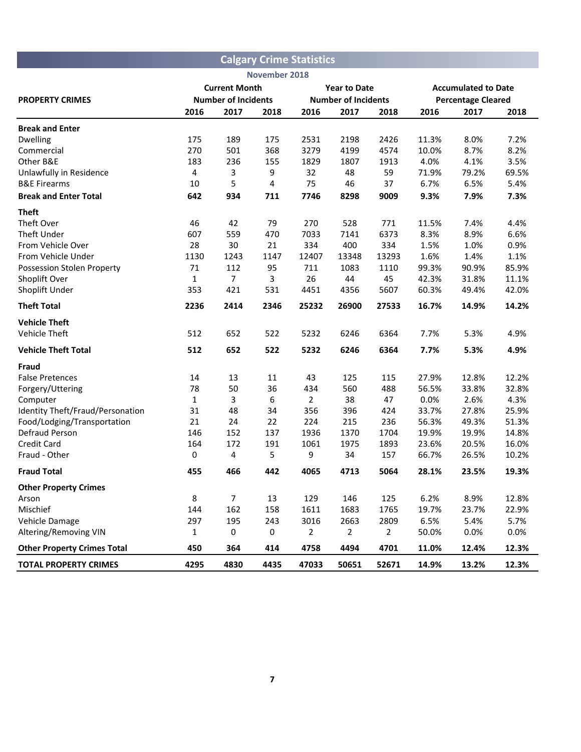## Calgary Crime Statistics

### November 2018

| PROPERTY CRIMES | Current Month Number of Incidents | | | Year to Date Number of Incidents | | | Accumulated to Date Percentage Cleared | | |
|---|---|---|---|---|---|---|---|---|---|
| | 2016 | 2017 | 2018 | 2016 | 2017 | 2018 | 2016 | 2017 | 2018 |
| **Break and Enter** | | | | | | | | | |
| Dwelling | 175 | 189 | 175 | 2531 | 2198 | 2426 | 11.3% | 8.0% | 7.2% |
| Commercial | 270 | 501 | 368 | 3279 | 4199 | 4574 | 10.0% | 8.7% | 8.2% |
| Other B&E | 183 | 236 | 155 | 1829 | 1807 | 1913 | 4.0% | 4.1% | 3.5% |
| Unlawfully in Residence | 4 | 3 | 9 | 32 | 48 | 59 | 71.9% | 79.2% | 69.5% |
| B&E Firearms | 10 | 5 | 4 | 75 | 46 | 37 | 6.7% | 6.5% | 5.4% |
| **Break and Enter Total** | **642** | **934** | **711** | **7746** | **8298** | **9009** | **9.3%** | **7.9%** | **7.3%** |
| **Theft** | | | | | | | | | |
| Theft Over | 46 | 42 | 79 | 270 | 528 | 771 | 11.5% | 7.4% | 4.4% |
| Theft Under | 607 | 559 | 470 | 7033 | 7141 | 6373 | 8.3% | 8.9% | 6.6% |
| From Vehicle Over | 28 | 30 | 21 | 334 | 400 | 334 | 1.5% | 1.0% | 0.9% |
| From Vehicle Under | 1130 | 1243 | 1147 | 12407 | 13348 | 13293 | 1.6% | 1.4% | 1.1% |
| Possession Stolen Property | 71 | 112 | 95 | 711 | 1083 | 1110 | 99.3% | 90.9% | 85.9% |
| Shoplift Over | 1 | 7 | 3 | 26 | 44 | 45 | 42.3% | 31.8% | 11.1% |
| Shoplift Under | 353 | 421 | 531 | 4451 | 4356 | 5607 | 60.3% | 49.4% | 42.0% |
| **Theft Total** | **2236** | **2414** | **2346** | **25232** | **26900** | **27533** | **16.7%** | **14.9%** | **14.2%** |
| **Vehicle Theft** | | | | | | | | | |
| Vehicle Theft | 512 | 652 | 522 | 5232 | 6246 | 6364 | 7.7% | 5.3% | 4.9% |
| **Vehicle Theft Total** | **512** | **652** | **522** | **5232** | **6246** | **6364** | **7.7%** | **5.3%** | **4.9%** |
| **Fraud** | | | | | | | | | |
| False Pretences | 14 | 13 | 11 | 43 | 125 | 115 | 27.9% | 12.8% | 12.2% |
| Forgery/Uttering | 78 | 50 | 36 | 434 | 560 | 488 | 56.5% | 33.8% | 32.8% |
| Computer | 1 | 3 | 6 | 2 | 38 | 47 | 0.0% | 2.6% | 4.3% |
| Identity Theft/Fraud/Personation | 31 | 48 | 34 | 356 | 396 | 424 | 33.7% | 27.8% | 25.9% |
| Food/Lodging/Transportation | 21 | 24 | 22 | 224 | 215 | 236 | 56.3% | 49.3% | 51.3% |
| Defraud Person | 146 | 152 | 137 | 1936 | 1370 | 1704 | 19.9% | 19.9% | 14.8% |
| Credit Card | 164 | 172 | 191 | 1061 | 1975 | 1893 | 23.6% | 20.5% | 16.0% |
| Fraud - Other | 0 | 4 | 5 | 9 | 34 | 157 | 66.7% | 26.5% | 10.2% |
| **Fraud Total** | **455** | **466** | **442** | **4065** | **4713** | **5064** | **28.1%** | **23.5%** | **19.3%** |
| **Other Property Crimes** | | | | | | | | | |
| Arson | 8 | 7 | 13 | 129 | 146 | 125 | 6.2% | 8.9% | 12.8% |
| Mischief | 144 | 162 | 158 | 1611 | 1683 | 1765 | 19.7% | 23.7% | 22.9% |
| Vehicle Damage | 297 | 195 | 243 | 3016 | 2663 | 2809 | 6.5% | 5.4% | 5.7% |
| Altering/Removing VIN | 1 | 0 | 0 | 2 | 2 | 2 | 50.0% | 0.0% | 0.0% |
| **Other Property Crimes Total** | **450** | **364** | **414** | **4758** | **4494** | **4701** | **11.0%** | **12.4%** | **12.3%** |
| **TOTAL PROPERTY CRIMES** | **4295** | **4830** | **4435** | **47033** | **50651** | **52671** | **14.9%** | **13.2%** | **12.3%** |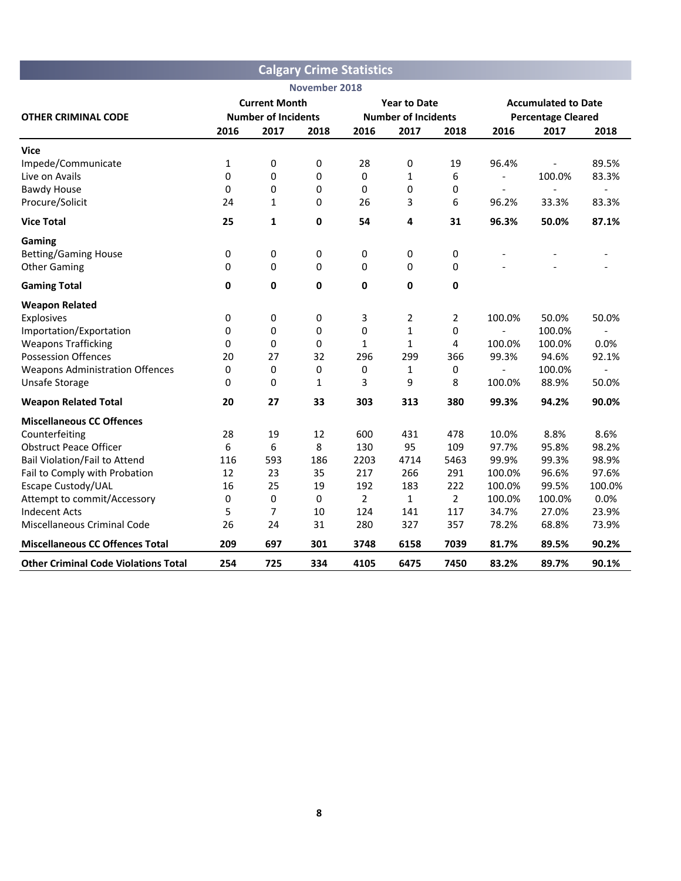# Calgary Crime Statistics

## November 2018

| OTHER CRIMINAL CODE | Current Month Number of Incidents | | | Year to Date Number of Incidents | | | Accumulated to Date Percentage Cleared | | |
|---|---|---|---|---|---|---|---|---|---|
| | 2016 | 2017 | 2018 | 2016 | 2017 | 2018 | 2016 | 2017 | 2018 |
| **Vice** | | | | | | | | | |
| Impede/Communicate | 1 | 0 | 0 | 28 | 0 | 19 | 96.4% | - | 89.5% |
| Live on Avails | 0 | 0 | 0 | 0 | 1 | 6 | - | 100.0% | 83.3% |
| Bawdy House | 0 | 0 | 0 | 0 | 0 | 0 | - | - | - |
| Procure/Solicit | 24 | 1 | 0 | 26 | 3 | 6 | 96.2% | 33.3% | 83.3% |
| **Vice Total** | **25** | **1** | **0** | **54** | **4** | **31** | **96.3%** | **50.0%** | **87.1%** |
| **Gaming** | | | | | | | | | |
| Betting/Gaming House | 0 | 0 | 0 | 0 | 0 | 0 | - | - | - |
| Other Gaming | 0 | 0 | 0 | 0 | 0 | 0 | - | - | - |
| **Gaming Total** | **0** | **0** | **0** | **0** | **0** | **0** | | | |
| **Weapon Related** | | | | | | | | | |
| Explosives | 0 | 0 | 0 | 3 | 2 | 2 | 100.0% | 50.0% | 50.0% |
| Importation/Exportation | 0 | 0 | 0 | 0 | 1 | 0 | - | 100.0% | - |
| Weapons Trafficking | 0 | 0 | 0 | 1 | 1 | 4 | 100.0% | 100.0% | 0.0% |
| Possession Offences | 20 | 27 | 32 | 296 | 299 | 366 | 99.3% | 94.6% | 92.1% |
| Weapons Administration Offences | 0 | 0 | 0 | 0 | 1 | 0 | - | 100.0% | - |
| Unsafe Storage | 0 | 0 | 1 | 3 | 9 | 8 | 100.0% | 88.9% | 50.0% |
| **Weapon Related Total** | **20** | **27** | **33** | **303** | **313** | **380** | **99.3%** | **94.2%** | **90.0%** |
| **Miscellaneous CC Offences** | | | | | | | | | |
| Counterfeiting | 28 | 19 | 12 | 600 | 431 | 478 | 10.0% | 8.8% | 8.6% |
| Obstruct Peace Officer | 6 | 6 | 8 | 130 | 95 | 109 | 97.7% | 95.8% | 98.2% |
| Bail Violation/Fail to Attend | 116 | 593 | 186 | 2203 | 4714 | 5463 | 99.9% | 99.3% | 98.9% |
| Fail to Comply with Probation | 12 | 23 | 35 | 217 | 266 | 291 | 100.0% | 96.6% | 97.6% |
| Escape Custody/UAL | 16 | 25 | 19 | 192 | 183 | 222 | 100.0% | 99.5% | 100.0% |
| Attempt to commit/Accessory | 0 | 0 | 0 | 2 | 1 | 2 | 100.0% | 100.0% | 0.0% |
| Indecent Acts | 5 | 7 | 10 | 124 | 141 | 117 | 34.7% | 27.0% | 23.9% |
| Miscellaneous Criminal Code | 26 | 24 | 31 | 280 | 327 | 357 | 78.2% | 68.8% | 73.9% |
| **Miscellaneous CC Offences Total** | **209** | **697** | **301** | **3748** | **6158** | **7039** | **81.7%** | **89.5%** | **90.2%** |
| **Other Criminal Code Violations Total** | **254** | **725** | **334** | **4105** | **6475** | **7450** | **83.2%** | **89.7%** | **90.1%** |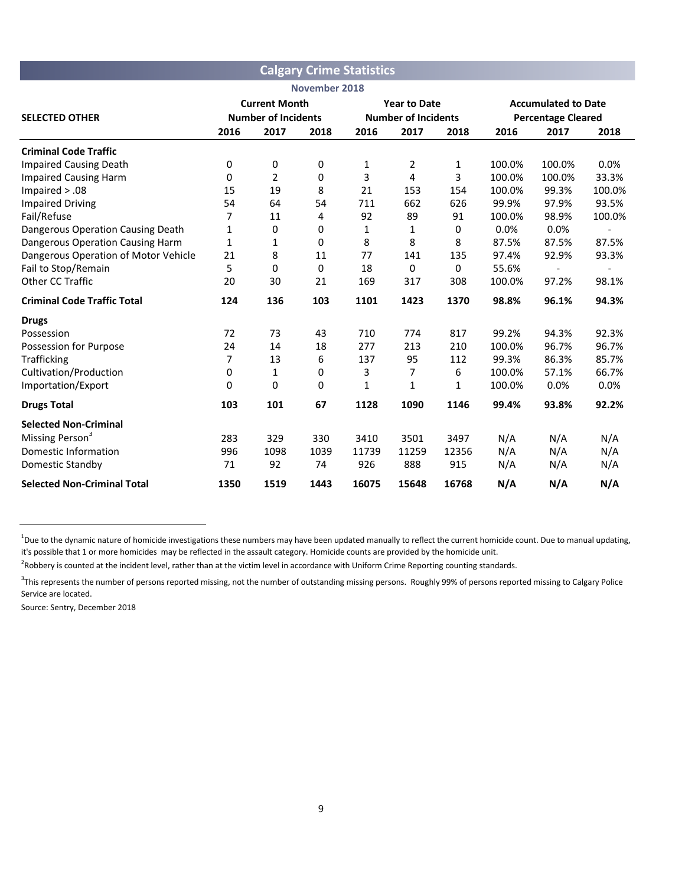# Calgary Crime Statistics

**November 2018**

| SELECTED OTHER | Current Month Number of Incidents | | | Year to Date Number of Incidents | | | Accumulated to Date Percentage Cleared | | |
|---|---|---|---|---|---|---|---|---|---|
| | 2016 | 2017 | 2018 | 2016 | 2017 | 2018 | 2016 | 2017 | 2018 |
| **Criminal Code Traffic** | | | | | | | | | |
| Impaired Causing Death | 0 | 0 | 0 | 1 | 2 | 1 | 100.0% | 100.0% | 0.0% |
| Impaired Causing Harm | 0 | 2 | 0 | 3 | 4 | 3 | 100.0% | 100.0% | 33.3% |
| Impaired > .08 | 15 | 19 | 8 | 21 | 153 | 154 | 100.0% | 99.3% | 100.0% |
| Impaired Driving | 54 | 64 | 54 | 711 | 662 | 626 | 99.9% | 97.9% | 93.5% |
| Fail/Refuse | 7 | 11 | 4 | 92 | 89 | 91 | 100.0% | 98.9% | 100.0% |
| Dangerous Operation Causing Death | 1 | 0 | 0 | 1 | 1 | 0 | 0.0% | 0.0% | - |
| Dangerous Operation Causing Harm | 1 | 1 | 0 | 8 | 8 | 8 | 87.5% | 87.5% | 87.5% |
| Dangerous Operation of Motor Vehicle | 21 | 8 | 11 | 77 | 141 | 135 | 97.4% | 92.9% | 93.3% |
| Fail to Stop/Remain | 5 | 0 | 0 | 18 | 0 | 0 | 55.6% | - | - |
| Other CC Traffic | 20 | 30 | 21 | 169 | 317 | 308 | 100.0% | 97.2% | 98.1% |
| **Criminal Code Traffic Total** | **124** | **136** | **103** | **1101** | **1423** | **1370** | **98.8%** | **96.1%** | **94.3%** |
| **Drugs** | | | | | | | | | |
| Possession | 72 | 73 | 43 | 710 | 774 | 817 | 99.2% | 94.3% | 92.3% |
| Possession for Purpose | 24 | 14 | 18 | 277 | 213 | 210 | 100.0% | 96.7% | 96.7% |
| Trafficking | 7 | 13 | 6 | 137 | 95 | 112 | 99.3% | 86.3% | 85.7% |
| Cultivation/Production | 0 | 1 | 0 | 3 | 7 | 6 | 100.0% | 57.1% | 66.7% |
| Importation/Export | 0 | 0 | 0 | 1 | 1 | 1 | 100.0% | 0.0% | 0.0% |
| **Drugs Total** | **103** | **101** | **67** | **1128** | **1090** | **1146** | **99.4%** | **93.8%** | **92.2%** |
| **Selected Non-Criminal** | | | | | | | | | |
| Missing Person[3] | 283 | 329 | 330 | 3410 | 3501 | 3497 | N/A | N/A | N/A |
| Domestic Information | 996 | 1098 | 1039 | 11739 | 11259 | 12356 | N/A | N/A | N/A |
| Domestic Standby | 71 | 92 | 74 | 926 | 888 | 915 | N/A | N/A | N/A |
| **Selected Non-Criminal Total** | **1350** | **1519** | **1443** | **16075** | **15648** | **16768** | **N/A** | **N/A** | **N/A** |

[1]Due to the dynamic nature of homicide investigations these numbers may have been updated manually to reflect the current homicide count. Due to manual updating, it's possible that 1 or more homicides may be reflected in the assault category. Homicide counts are provided by the homicide unit.

[2]Robbery is counted at the incident level, rather than at the victim level in accordance with Uniform Crime Reporting counting standards.

[3]This represents the number of persons reported missing, not the number of outstanding missing persons. Roughly 99% of persons reported missing to Calgary Police Service are located.

Source: Sentry, December 2018